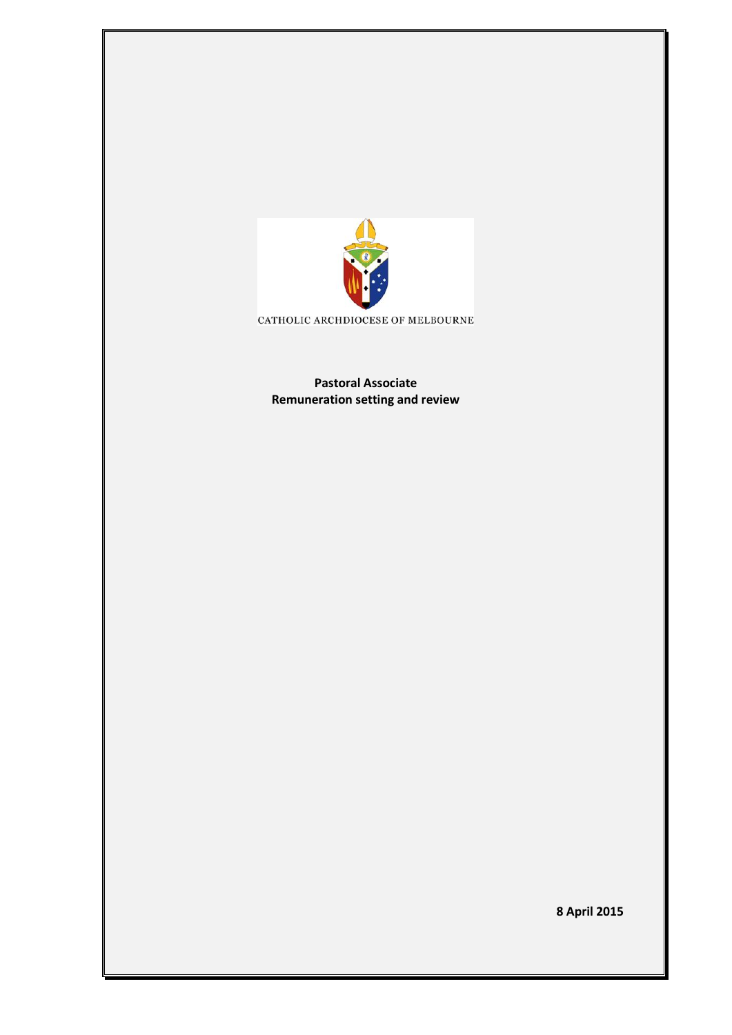CATHOLIC ARCHDIOCESE OF MELBOURNE

# Pastoral Associate
## Remuneration setting and review

8 April 2015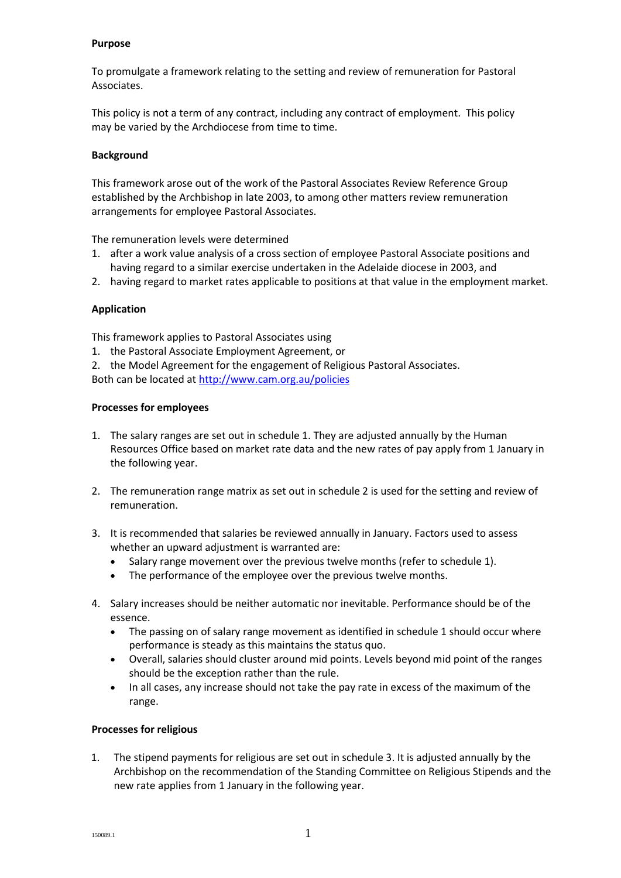**Purpose**

To promulgate a framework relating to the setting and review of remuneration for Pastoral Associates.

This policy is not a term of any contract, including any contract of employment. This policy may be varied by the Archdiocese from time to time.

**Background**

This framework arose out of the work of the Pastoral Associates Review Reference Group established by the Archbishop in late 2003, to among other matters review remuneration arrangements for employee Pastoral Associates.

The remuneration levels were determined

1. after a work value analysis of a cross section of employee Pastoral Associate positions and having regard to a similar exercise undertaken in the Adelaide diocese in 2003, and
2. having regard to market rates applicable to positions at that value in the employment market.

**Application**

This framework applies to Pastoral Associates using

1. the Pastoral Associate Employment Agreement, or
2. the Model Agreement for the engagement of Religious Pastoral Associates.

Both can be located at http://www.cam.org.au/policies

**Processes for employees**

1. The salary ranges are set out in schedule 1. They are adjusted annually by the Human Resources Office based on market rate data and the new rates of pay apply from 1 January in the following year.

2. The remuneration range matrix as set out in schedule 2 is used for the setting and review of remuneration.

3. It is recommended that salaries be reviewed annually in January. Factors used to assess whether an upward adjustment is warranted are:
   - Salary range movement over the previous twelve months (refer to schedule 1).
   - The performance of the employee over the previous twelve months.

4. Salary increases should be neither automatic nor inevitable. Performance should be of the essence.
   - The passing on of salary range movement as identified in schedule 1 should occur where performance is steady as this maintains the status quo.
   - Overall, salaries should cluster around mid points. Levels beyond mid point of the ranges should be the exception rather than the rule.
   - In all cases, any increase should not take the pay rate in excess of the maximum of the range.

**Processes for religious**

1. The stipend payments for religious are set out in schedule 3. It is adjusted annually by the Archbishop on the recommendation of the Standing Committee on Religious Stipends and the new rate applies from 1 January in the following year.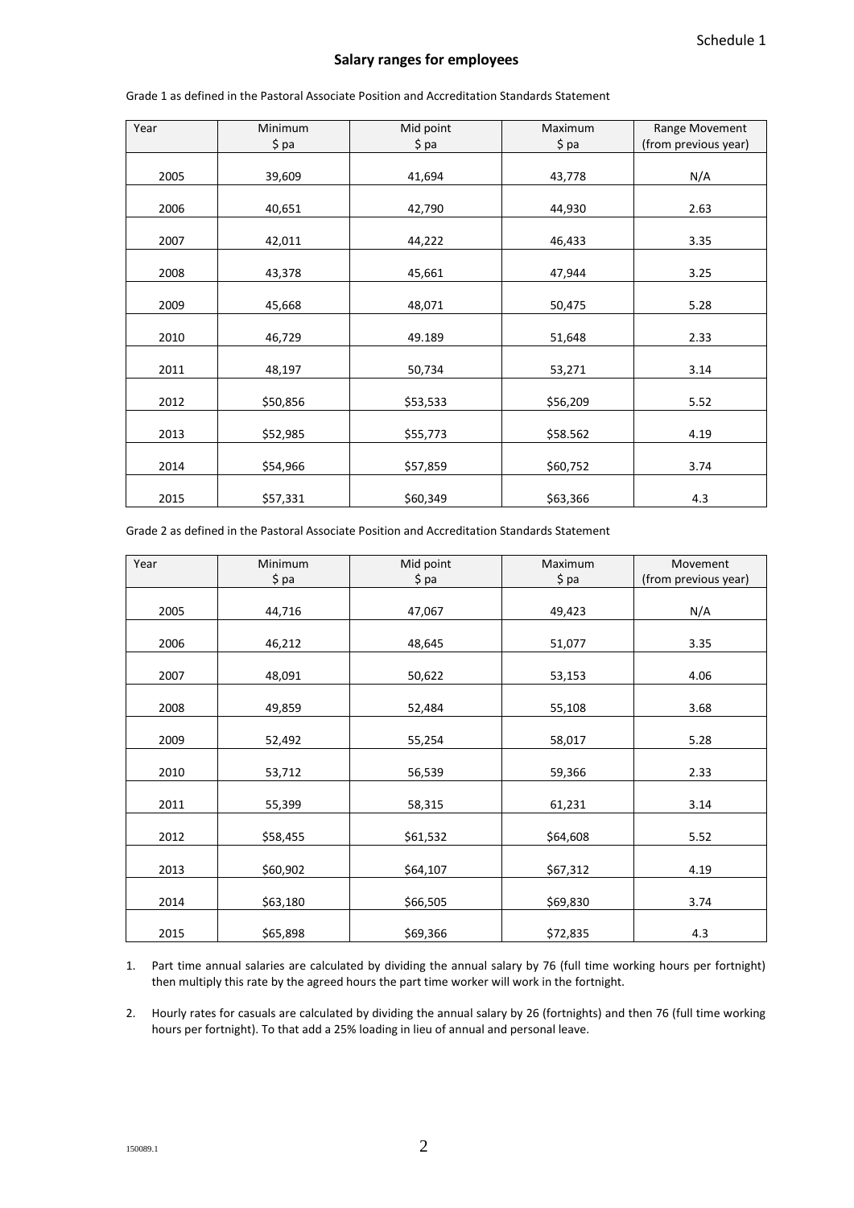Schedule 1

## Salary ranges for employees

Grade 1 as defined in the Pastoral Associate Position and Accreditation Standards Statement

| Year | Minimum $ pa | Mid point $ pa | Maximum $ pa | Range Movement (from previous year) |
|---|---|---|---|---|
| 2005 | 39,609 | 41,694 | 43,778 | N/A |
| 2006 | 40,651 | 42,790 | 44,930 | 2.63 |
| 2007 | 42,011 | 44,222 | 46,433 | 3.35 |
| 2008 | 43,378 | 45,661 | 47,944 | 3.25 |
| 2009 | 45,668 | 48,071 | 50,475 | 5.28 |
| 2010 | 46,729 | 49.189 | 51,648 | 2.33 |
| 2011 | 48,197 | 50,734 | 53,271 | 3.14 |
| 2012 | $50,856 | $53,533 | $56,209 | 5.52 |
| 2013 | $52,985 | $55,773 | $58.562 | 4.19 |
| 2014 | $54,966 | $57,859 | $60,752 | 3.74 |
| 2015 | $57,331 | $60,349 | $63,366 | 4.3 |

Grade 2 as defined in the Pastoral Associate Position and Accreditation Standards Statement

| Year | Minimum $ pa | Mid point $ pa | Maximum $ pa | Movement (from previous year) |
|---|---|---|---|---|
| 2005 | 44,716 | 47,067 | 49,423 | N/A |
| 2006 | 46,212 | 48,645 | 51,077 | 3.35 |
| 2007 | 48,091 | 50,622 | 53,153 | 4.06 |
| 2008 | 49,859 | 52,484 | 55,108 | 3.68 |
| 2009 | 52,492 | 55,254 | 58,017 | 5.28 |
| 2010 | 53,712 | 56,539 | 59,366 | 2.33 |
| 2011 | 55,399 | 58,315 | 61,231 | 3.14 |
| 2012 | $58,455 | $61,532 | $64,608 | 5.52 |
| 2013 | $60,902 | $64,107 | $67,312 | 4.19 |
| 2014 | $63,180 | $66,505 | $69,830 | 3.74 |
| 2015 | $65,898 | $69,366 | $72,835 | 4.3 |

1. Part time annual salaries are calculated by dividing the annual salary by 76 (full time working hours per fortnight) then multiply this rate by the agreed hours the part time worker will work in the fortnight.

2. Hourly rates for casuals are calculated by dividing the annual salary by 26 (fortnights) and then 76 (full time working hours per fortnight). To that add a 25% loading in lieu of annual and personal leave.

150089.1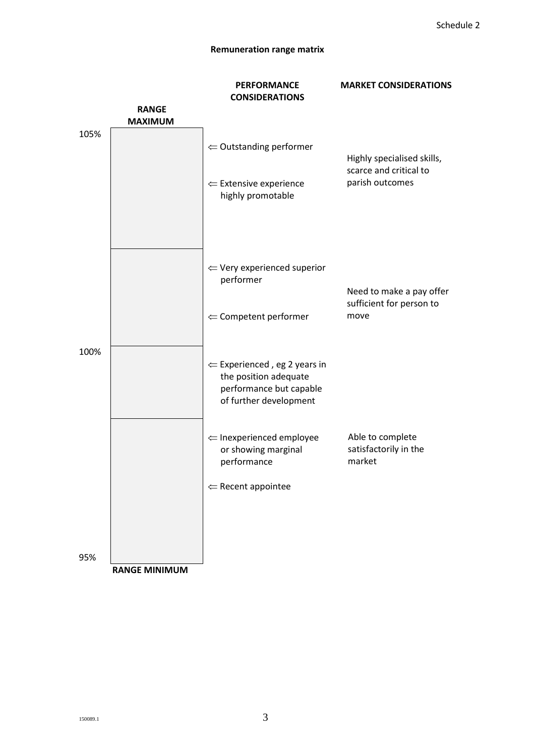Schedule 2

## Remuneration range matrix

| Range | Band | Performance considerations | Market considerations |
|---|---|---|---|
| 105% (RANGE MAXIMUM) | Top band | ⇐ Outstanding performer<br>⇐ Extensive experience highly promotable | Highly specialised skills, scarce and critical to parish outcomes |
| | Second band | ⇐ Very experienced superior performer<br>⇐ Competent performer | Need to make a pay offer sufficient for person to move |
| 100% | Third band | ⇐ Experienced , eg 2 years in the position adequate performance but capable of further development | |
| 95% (RANGE MINIMUM) | Bottom band | ⇐ Inexperienced employee or showing marginal performance<br>⇐ Recent appointee | Able to complete satisfactorily in the market |

150089.1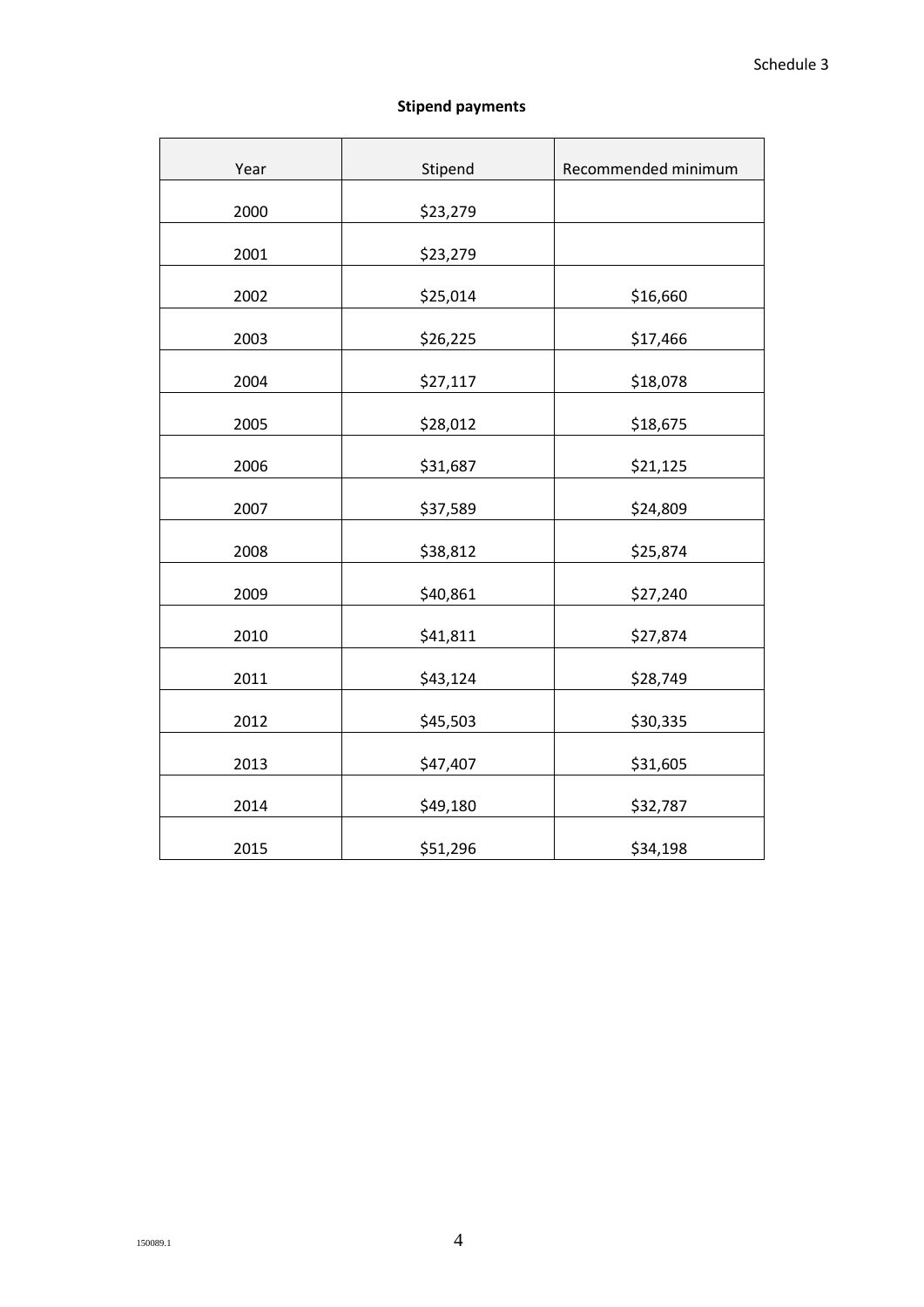Schedule 3

**Stipend payments**

| Year | Stipend | Recommended minimum |
|---|---|---|
| 2000 | $23,279 | |
| 2001 | $23,279 | |
| 2002 | $25,014 | $16,660 |
| 2003 | $26,225 | $17,466 |
| 2004 | $27,117 | $18,078 |
| 2005 | $28,012 | $18,675 |
| 2006 | $31,687 | $21,125 |
| 2007 | $37,589 | $24,809 |
| 2008 | $38,812 | $25,874 |
| 2009 | $40,861 | $27,240 |
| 2010 | $41,811 | $27,874 |
| 2011 | $43,124 | $28,749 |
| 2012 | $45,503 | $30,335 |
| 2013 | $47,407 | $31,605 |
| 2014 | $49,180 | $32,787 |
| 2015 | $51,296 | $34,198 |